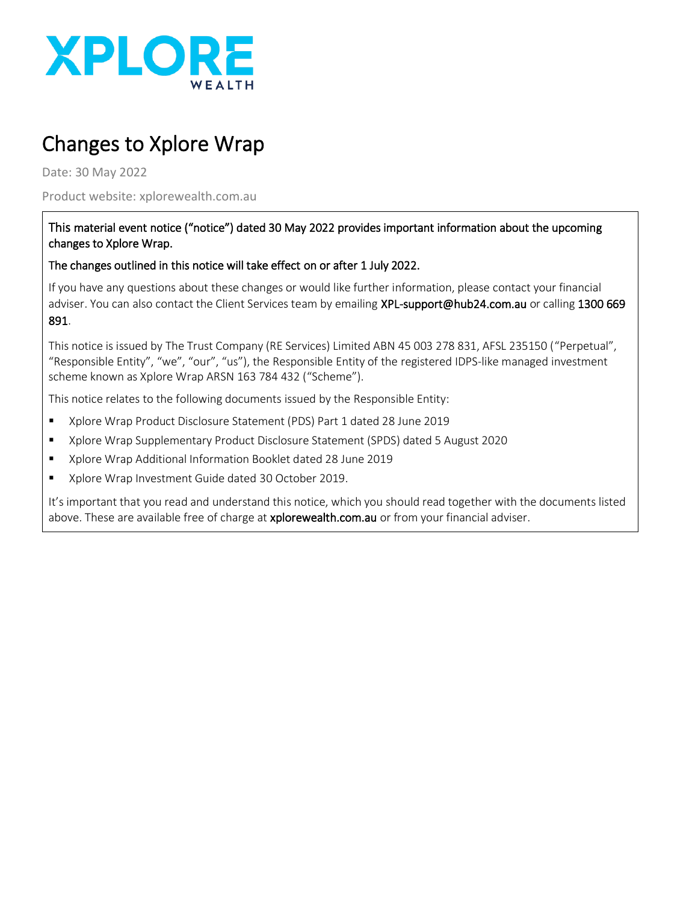# Changes to Xplore Wrap

Date: 30 May 2022

Product website: xplorewealth.com.au

This material event notice ("notice") dated 30 May 2022 provides important information about the upcoming changes to Xplore Wrap.

The changes outlined in this notice will take effect on or after 1 July 2022.

If you have any questions about these changes or would like further information, please contact your financial adviser. You can also contact the Client Services team by emailing XPL-support@hub24.com.au or calling 1300 669 891.

This notice is issued by The Trust Company (RE Services) Limited ABN 45 003 278 831, AFSL 235150 ("Perpetual", "Responsible Entity", "we", "our", "us"), the Responsible Entity of the registered IDPS-like managed investment scheme known as Xplore Wrap ARSN 163 784 432 ("Scheme").

This notice relates to the following documents issued by the Responsible Entity:

- Xplore Wrap Product Disclosure Statement (PDS) Part 1 dated 28 June 2019
- Xplore Wrap Supplementary Product Disclosure Statement (SPDS) dated 5 August 2020
- Xplore Wrap Additional Information Booklet dated 28 June 2019
- Xplore Wrap Investment Guide dated 30 October 2019.

It's important that you read and understand this notice, which you should read together with the documents listed above. These are available free of charge at xplorewealth.com.au or from your financial adviser.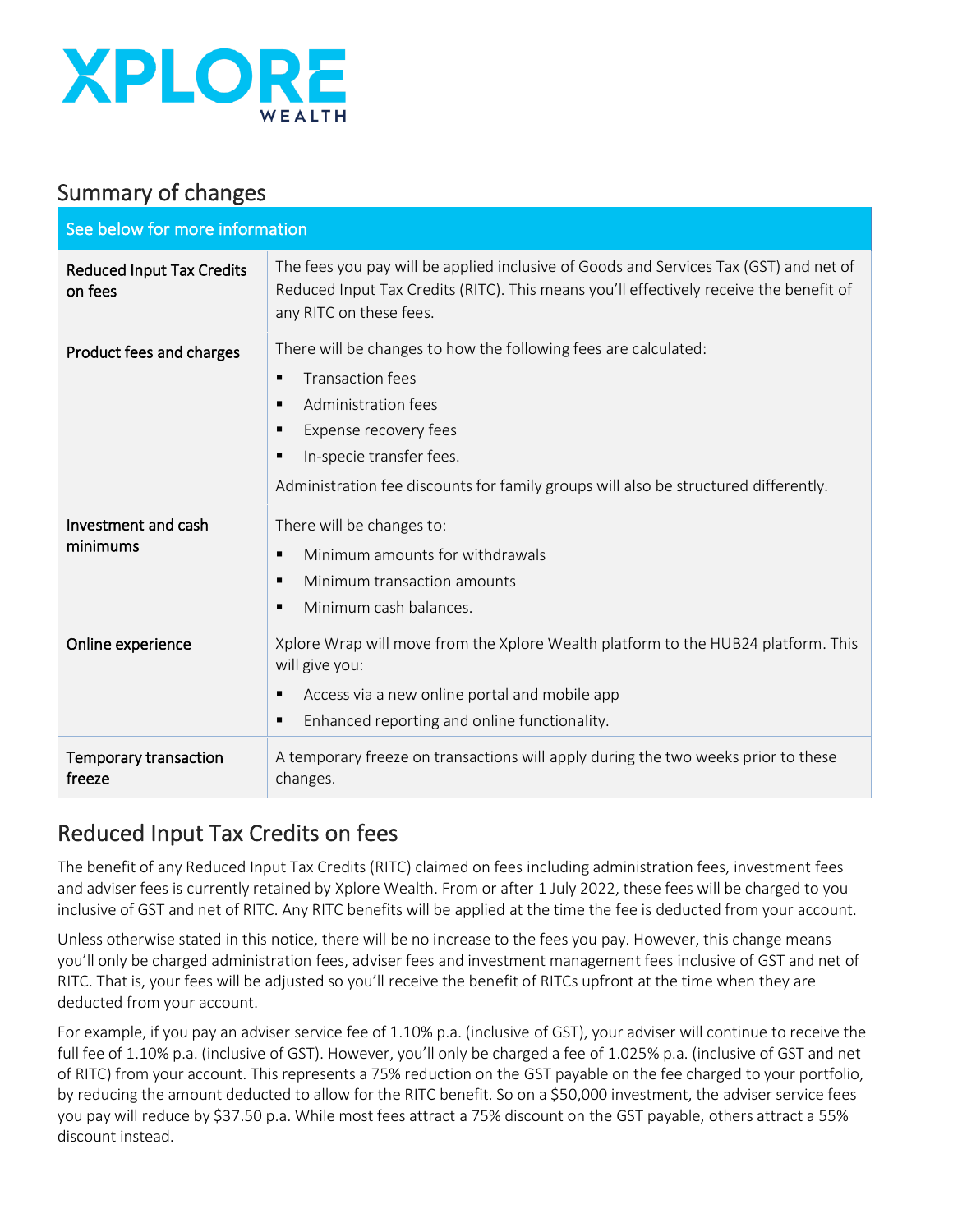XPLORE WEALTH

## Summary of changes

| See below for more information | |
|---|---|
| Reduced Input Tax Credits on fees | The fees you pay will be applied inclusive of Goods and Services Tax (GST) and net of Reduced Input Tax Credits (RITC). This means you'll effectively receive the benefit of any RITC on these fees. |
| Product fees and charges | There will be changes to how the following fees are calculated:<br>▪ Transaction fees<br>▪ Administration fees<br>▪ Expense recovery fees<br>▪ In-specie transfer fees.<br>Administration fee discounts for family groups will also be structured differently. |
| Investment and cash minimums | There will be changes to:<br>▪ Minimum amounts for withdrawals<br>▪ Minimum transaction amounts<br>▪ Minimum cash balances. |
| Online experience | Xplore Wrap will move from the Xplore Wealth platform to the HUB24 platform. This will give you:<br>▪ Access via a new online portal and mobile app<br>▪ Enhanced reporting and online functionality. |
| Temporary transaction freeze | A temporary freeze on transactions will apply during the two weeks prior to these changes. |

## Reduced Input Tax Credits on fees

The benefit of any Reduced Input Tax Credits (RITC) claimed on fees including administration fees, investment fees and adviser fees is currently retained by Xplore Wealth. From or after 1 July 2022, these fees will be charged to you inclusive of GST and net of RITC. Any RITC benefits will be applied at the time the fee is deducted from your account.

Unless otherwise stated in this notice, there will be no increase to the fees you pay. However, this change means you'll only be charged administration fees, adviser fees and investment management fees inclusive of GST and net of RITC. That is, your fees will be adjusted so you'll receive the benefit of RITCs upfront at the time when they are deducted from your account.

For example, if you pay an adviser service fee of 1.10% p.a. (inclusive of GST), your adviser will continue to receive the full fee of 1.10% p.a. (inclusive of GST). However, you'll only be charged a fee of 1.025% p.a. (inclusive of GST and net of RITC) from your account. This represents a 75% reduction on the GST payable on the fee charged to your portfolio, by reducing the amount deducted to allow for the RITC benefit. So on a $50,000 investment, the adviser service fees you pay will reduce by $37.50 p.a. While most fees attract a 75% discount on the GST payable, others attract a 55% discount instead.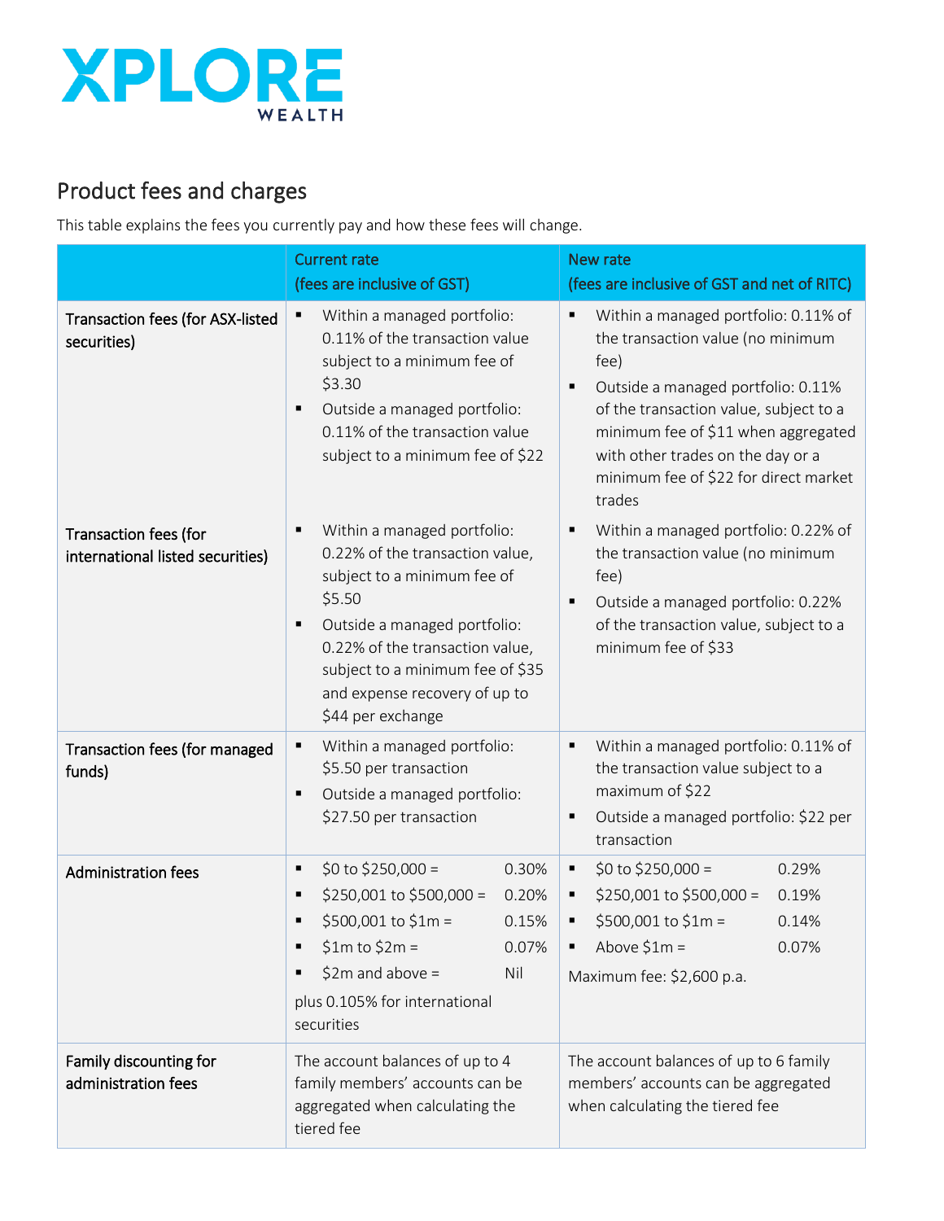XPLORE WEALTH

## Product fees and charges

This table explains the fees you currently pay and how these fees will change.

| | Current rate (fees are inclusive of GST) | New rate (fees are inclusive of GST and net of RITC) |
|---|---|---|
| Transaction fees (for ASX-listed securities) | ▪ Within a managed portfolio: 0.11% of the transaction value subject to a minimum fee of $3.30<br>▪ Outside a managed portfolio: 0.11% of the transaction value subject to a minimum fee of $22 | ▪ Within a managed portfolio: 0.11% of the transaction value (no minimum fee)<br>▪ Outside a managed portfolio: 0.11% of the transaction value, subject to a minimum fee of $11 when aggregated with other trades on the day or a minimum fee of $22 for direct market trades |
| Transaction fees (for international listed securities) | ▪ Within a managed portfolio: 0.22% of the transaction value, subject to a minimum fee of $5.50<br>▪ Outside a managed portfolio: 0.22% of the transaction value, subject to a minimum fee of $35 and expense recovery of up to $44 per exchange | ▪ Within a managed portfolio: 0.22% of the transaction value (no minimum fee)<br>▪ Outside a managed portfolio: 0.22% of the transaction value, subject to a minimum fee of $33 |
| Transaction fees (for managed funds) | ▪ Within a managed portfolio: $5.50 per transaction<br>▪ Outside a managed portfolio: $27.50 per transaction | ▪ Within a managed portfolio: 0.11% of the transaction value subject to a maximum of $22<br>▪ Outside a managed portfolio: $22 per transaction |
| Administration fees | ▪ $0 to $250,000 = 0.30%<br>▪ $250,001 to $500,000 = 0.20%<br>▪ $500,001 to $1m = 0.15%<br>▪ $1m to $2m = 0.07%<br>▪ $2m and above = Nil<br>plus 0.105% for international securities | ▪ $0 to $250,000 = 0.29%<br>▪ $250,001 to $500,000 = 0.19%<br>▪ $500,001 to $1m = 0.14%<br>▪ Above $1m = 0.07%<br>Maximum fee: $2,600 p.a. |
| Family discounting for administration fees | The account balances of up to 4 family members' accounts can be aggregated when calculating the tiered fee | The account balances of up to 6 family members' accounts can be aggregated when calculating the tiered fee |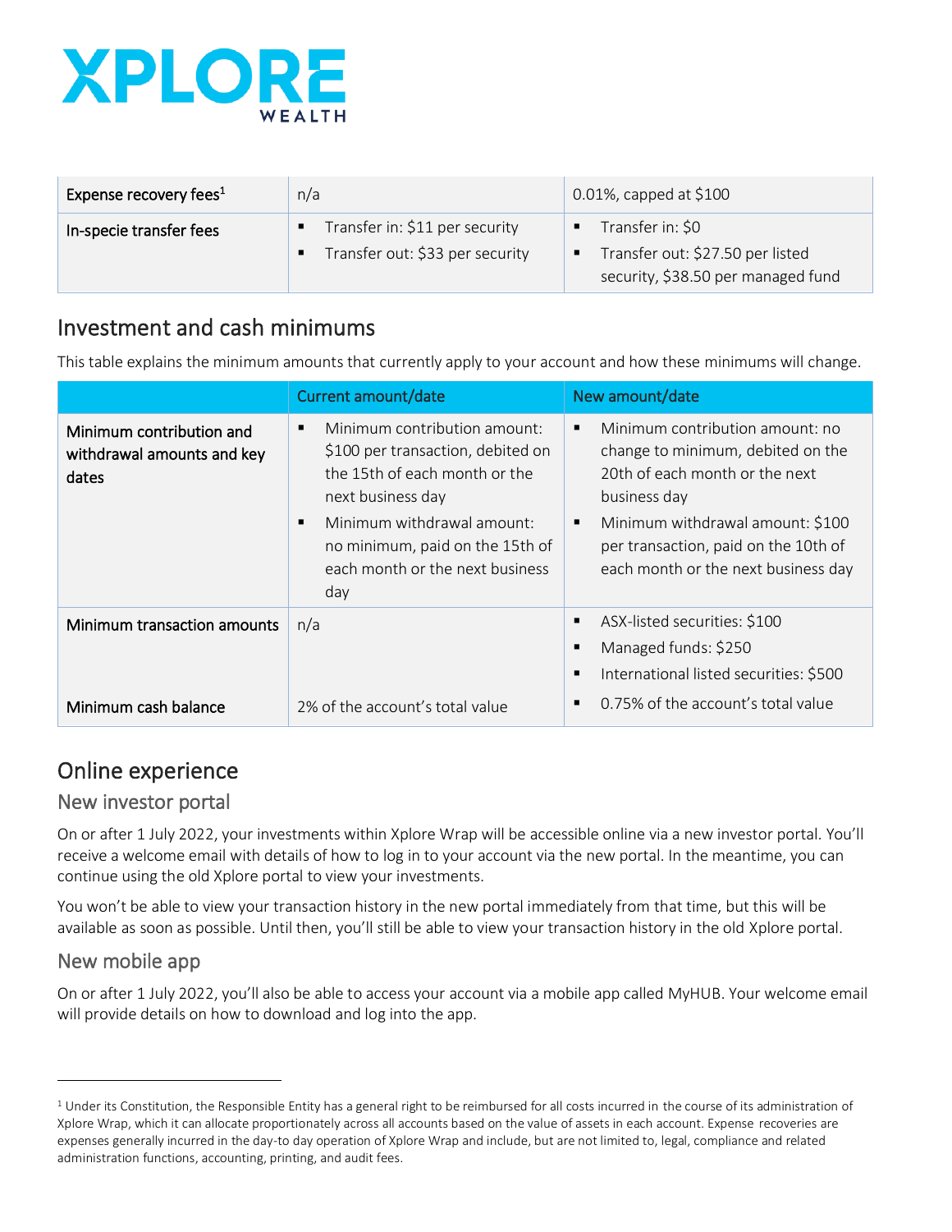| | | |
|---|---|---|
| **Expense recovery fees**[1] | n/a | 0.01%, capped at $100 |
| **In-specie transfer fees** | ▪ Transfer in: $11 per security<br>▪ Transfer out: $33 per security | ▪ Transfer in: $0<br>▪ Transfer out: $27.50 per listed security, $38.50 per managed fund |

## Investment and cash minimums

This table explains the minimum amounts that currently apply to your account and how these minimums will change.

| | Current amount/date | New amount/date |
|---|---|---|
| **Minimum contribution and withdrawal amounts and key dates** | ▪ Minimum contribution amount: $100 per transaction, debited on the 15th of each month or the next business day<br>▪ Minimum withdrawal amount: no minimum, paid on the 15th of each month or the next business day | ▪ Minimum contribution amount: no change to minimum, debited on the 20th of each month or the next business day<br>▪ Minimum withdrawal amount: $100 per transaction, paid on the 10th of each month or the next business day |
| **Minimum transaction amounts** | n/a | ▪ ASX-listed securities: $100<br>▪ Managed funds: $250<br>▪ International listed securities: $500 |
| **Minimum cash balance** | 2% of the account's total value | ▪ 0.75% of the account's total value |

# Online experience

## New investor portal

On or after 1 July 2022, your investments within Xplore Wrap will be accessible online via a new investor portal. You'll receive a welcome email with details of how to log in to your account via the new portal. In the meantime, you can continue using the old Xplore portal to view your investments.

You won't be able to view your transaction history in the new portal immediately from that time, but this will be available as soon as possible. Until then, you'll still be able to view your transaction history in the old Xplore portal.

## New mobile app

On or after 1 July 2022, you'll also be able to access your account via a mobile app called MyHUB. Your welcome email will provide details on how to download and log into the app.

---

[1] Under its Constitution, the Responsible Entity has a general right to be reimbursed for all costs incurred in the course of its administration of Xplore Wrap, which it can allocate proportionately across all accounts based on the value of assets in each account. Expense recoveries are expenses generally incurred in the day-to day operation of Xplore Wrap and include, but are not limited to, legal, compliance and related administration functions, accounting, printing, and audit fees.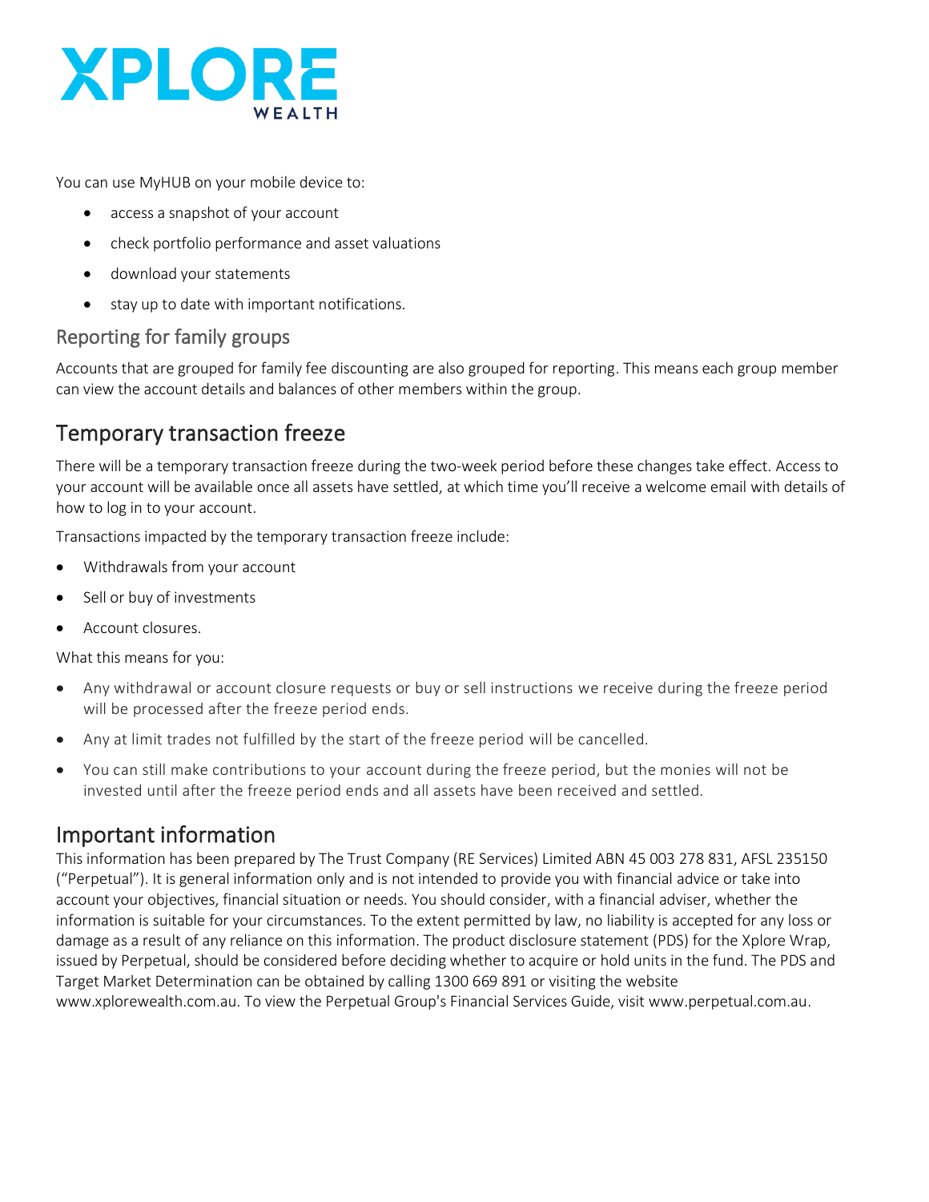You can use MyHUB on your mobile device to:

- access a snapshot of your account
- check portfolio performance and asset valuations
- download your statements
- stay up to date with important notifications.

### Reporting for family groups

Accounts that are grouped for family fee discounting are also grouped for reporting. This means each group member can view the account details and balances of other members within the group.

## Temporary transaction freeze

There will be a temporary transaction freeze during the two-week period before these changes take effect. Access to your account will be available once all assets have settled, at which time you'll receive a welcome email with details of how to log in to your account.

Transactions impacted by the temporary transaction freeze include:

- Withdrawals from your account
- Sell or buy of investments
- Account closures.

What this means for you:

- Any withdrawal or account closure requests or buy or sell instructions we receive during the freeze period will be processed after the freeze period ends.
- Any at limit trades not fulfilled by the start of the freeze period will be cancelled.
- You can still make contributions to your account during the freeze period, but the monies will not be invested until after the freeze period ends and all assets have been received and settled.

## Important information

This information has been prepared by The Trust Company (RE Services) Limited ABN 45 003 278 831, AFSL 235150 ("Perpetual"). It is general information only and is not intended to provide you with financial advice or take into account your objectives, financial situation or needs. You should consider, with a financial adviser, whether the information is suitable for your circumstances. To the extent permitted by law, no liability is accepted for any loss or damage as a result of any reliance on this information. The product disclosure statement (PDS) for the Xplore Wrap, issued by Perpetual, should be considered before deciding whether to acquire or hold units in the fund. The PDS and Target Market Determination can be obtained by calling 1300 669 891 or visiting the website www.xplorewealth.com.au. To view the Perpetual Group's Financial Services Guide, visit www.perpetual.com.au.